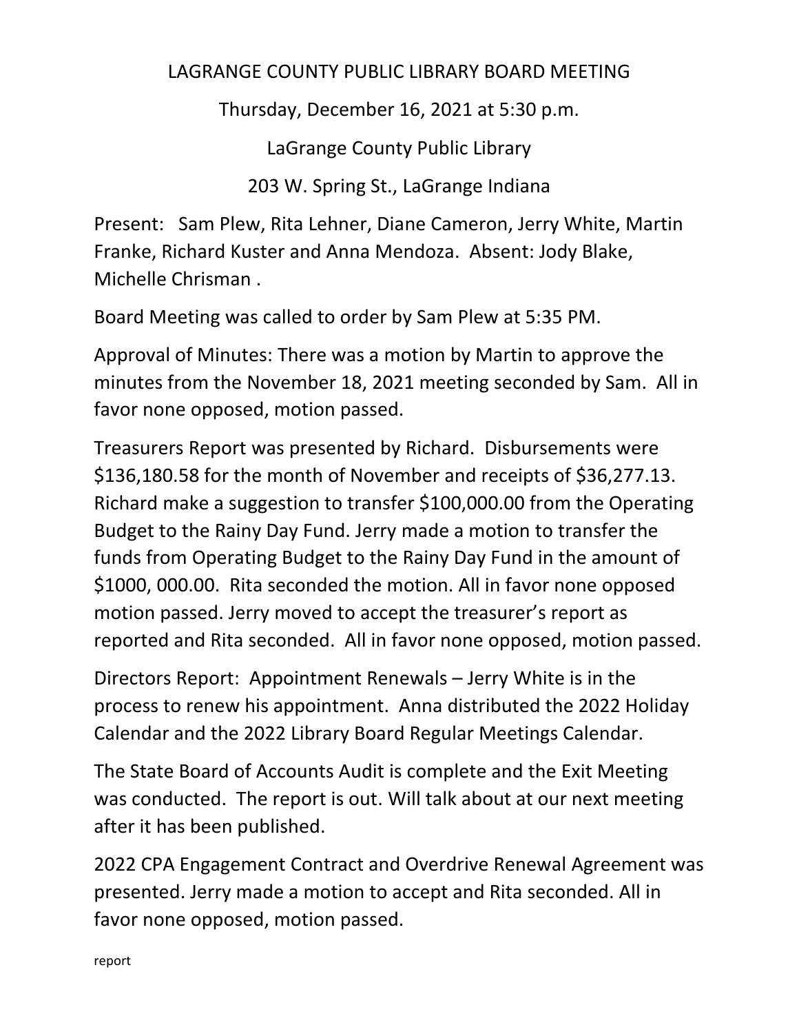# LAGRANGE COUNTY PUBLIC LIBRARY BOARD MEETING

Thursday, December 16, 2021 at 5:30 p.m.

LaGrange County Public Library

203 W. Spring St., LaGrange Indiana

Present: Sam Plew, Rita Lehner, Diane Cameron, Jerry White, Martin Franke, Richard Kuster and Anna Mendoza. Absent: Jody Blake, Michelle Chrisman .

Board Meeting was called to order by Sam Plew at 5:35 PM.

Approval of Minutes: There was a motion by Martin to approve the minutes from the November 18, 2021 meeting seconded by Sam. All in favor none opposed, motion passed.

Treasurers Report was presented by Richard. Disbursements were $136,180.58 for the month of November and receipts of $36,277.13. Richard make a suggestion to transfer $100,000.00 from the Operating Budget to the Rainy Day Fund. Jerry made a motion to transfer the funds from Operating Budget to the Rainy Day Fund in the amount of $1000, 000.00. Rita seconded the motion. All in favor none opposed motion passed. Jerry moved to accept the treasurer's report as reported and Rita seconded. All in favor none opposed, motion passed.

Directors Report: Appointment Renewals – Jerry White is in the process to renew his appointment. Anna distributed the 2022 Holiday Calendar and the 2022 Library Board Regular Meetings Calendar.

The State Board of Accounts Audit is complete and the Exit Meeting was conducted. The report is out. Will talk about at our next meeting after it has been published.

2022 CPA Engagement Contract and Overdrive Renewal Agreement was presented. Jerry made a motion to accept and Rita seconded. All in favor none opposed, motion passed.

report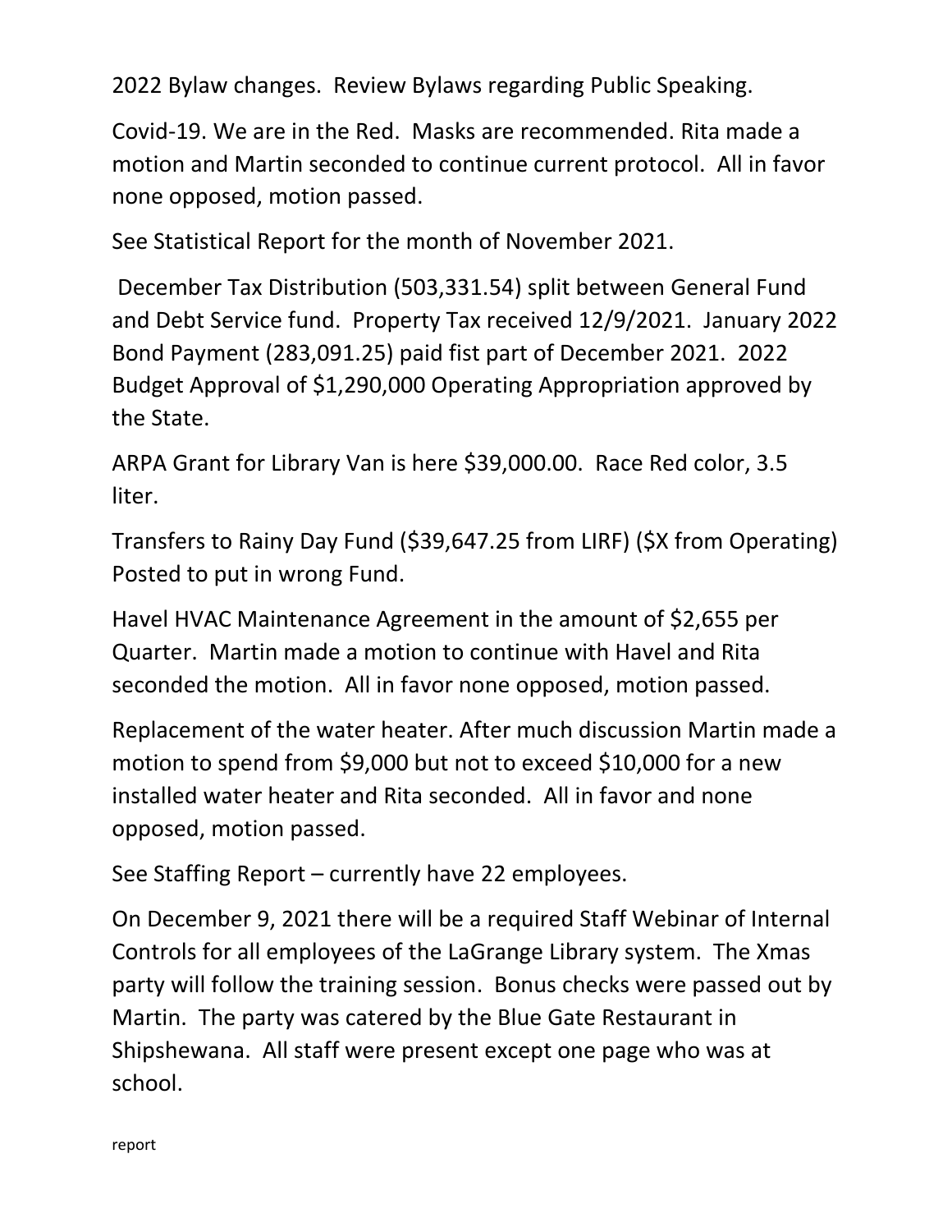2022 Bylaw changes. Review Bylaws regarding Public Speaking.

Covid-19. We are in the Red. Masks are recommended. Rita made a motion and Martin seconded to continue current protocol. All in favor none opposed, motion passed.

See Statistical Report for the month of November 2021.

December Tax Distribution (503,331.54) split between General Fund and Debt Service fund. Property Tax received 12/9/2021. January 2022 Bond Payment (283,091.25) paid fist part of December 2021. 2022 Budget Approval of $1,290,000 Operating Appropriation approved by the State.

ARPA Grant for Library Van is here $39,000.00. Race Red color, 3.5 liter.

Transfers to Rainy Day Fund ($39,647.25 from LIRF) ($X from Operating) Posted to put in wrong Fund.

Havel HVAC Maintenance Agreement in the amount of $2,655 per Quarter. Martin made a motion to continue with Havel and Rita seconded the motion. All in favor none opposed, motion passed.

Replacement of the water heater. After much discussion Martin made a motion to spend from $9,000 but not to exceed $10,000 for a new installed water heater and Rita seconded. All in favor and none opposed, motion passed.

See Staffing Report – currently have 22 employees.

On December 9, 2021 there will be a required Staff Webinar of Internal Controls for all employees of the LaGrange Library system. The Xmas party will follow the training session. Bonus checks were passed out by Martin. The party was catered by the Blue Gate Restaurant in Shipshewana. All staff were present except one page who was at school.

report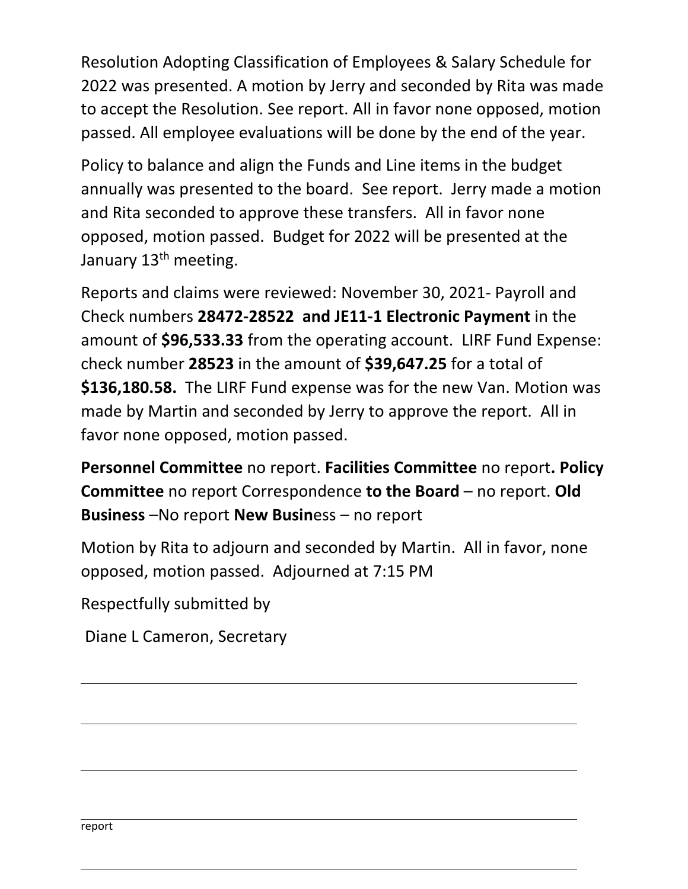Resolution Adopting Classification of Employees & Salary Schedule for 2022 was presented. A motion by Jerry and seconded by Rita was made to accept the Resolution. See report. All in favor none opposed, motion passed. All employee evaluations will be done by the end of the year.

Policy to balance and align the Funds and Line items in the budget annually was presented to the board. See report. Jerry made a motion and Rita seconded to approve these transfers. All in favor none opposed, motion passed. Budget for 2022 will be presented at the January 13th meeting.

Reports and claims were reviewed: November 30, 2021- Payroll and Check numbers **28472-28522 and JE11-1 Electronic Payment** in the amount of **$96,533.33** from the operating account. LIRF Fund Expense: check number **28523** in the amount of **$39,647.25** for a total of **$136,180.58.** The LIRF Fund expense was for the new Van. Motion was made by Martin and seconded by Jerry to approve the report. All in favor none opposed, motion passed.

**Personnel Committee** no report. **Facilities Committee** no report**. Policy Committee** no report Correspondence **to the Board** – no report. **Old Business** –No report **New Busin**ess – no report

Motion by Rita to adjourn and seconded by Martin. All in favor, none opposed, motion passed. Adjourned at 7:15 PM

Respectfully submitted by

Diane L Cameron, Secretary

report